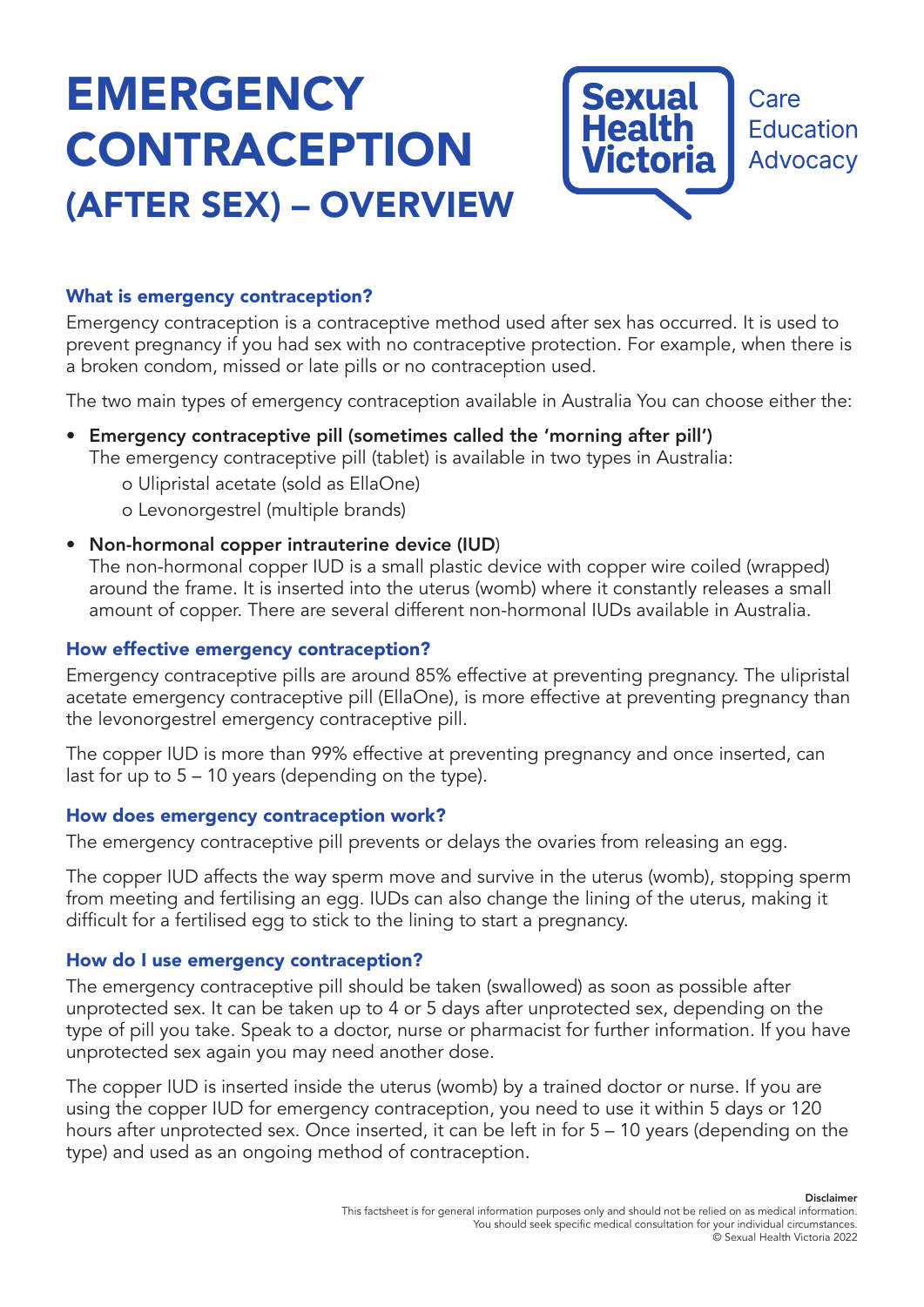# EMERGENCY CONTRACEPTION (AFTER SEX) – OVERVIEW

Sexual Health Victoria

Care
Education
Advocacy

### What is emergency contraception?

Emergency contraception is a contraceptive method used after sex has occurred. It is used to prevent pregnancy if you had sex with no contraceptive protection. For example, when there is a broken condom, missed or late pills or no contraception used.

The two main types of emergency contraception available in Australia You can choose either the:

- **Emergency contraceptive pill (sometimes called the 'morning after pill')**
  The emergency contraceptive pill (tablet) is available in two types in Australia:
  - Ulipristal acetate (sold as EllaOne)
  - Levonorgestrel (multiple brands)
- **Non-hormonal copper intrauterine device (IUD)**
  The non-hormonal copper IUD is a small plastic device with copper wire coiled (wrapped) around the frame. It is inserted into the uterus (womb) where it constantly releases a small amount of copper. There are several different non-hormonal IUDs available in Australia.

### How effective emergency contraception?

Emergency contraceptive pills are around 85% effective at preventing pregnancy. The ulipristal acetate emergency contraceptive pill (EllaOne), is more effective at preventing pregnancy than the levonorgestrel emergency contraceptive pill.

The copper IUD is more than 99% effective at preventing pregnancy and once inserted, can last for up to 5 – 10 years (depending on the type).

### How does emergency contraception work?

The emergency contraceptive pill prevents or delays the ovaries from releasing an egg.

The copper IUD affects the way sperm move and survive in the uterus (womb), stopping sperm from meeting and fertilising an egg. IUDs can also change the lining of the uterus, making it difficult for a fertilised egg to stick to the lining to start a pregnancy.

### How do I use emergency contraception?

The emergency contraceptive pill should be taken (swallowed) as soon as possible after unprotected sex. It can be taken up to 4 or 5 days after unprotected sex, depending on the type of pill you take. Speak to a doctor, nurse or pharmacist for further information. If you have unprotected sex again you may need another dose.

The copper IUD is inserted inside the uterus (womb) by a trained doctor or nurse. If you are using the copper IUD for emergency contraception, you need to use it within 5 days or 120 hours after unprotected sex. Once inserted, it can be left in for 5 – 10 years (depending on the type) and used as an ongoing method of contraception.

**Disclaimer**
This factsheet is for general information purposes only and should not be relied on as medical information.
You should seek specific medical consultation for your individual circumstances.
© Sexual Health Victoria 2022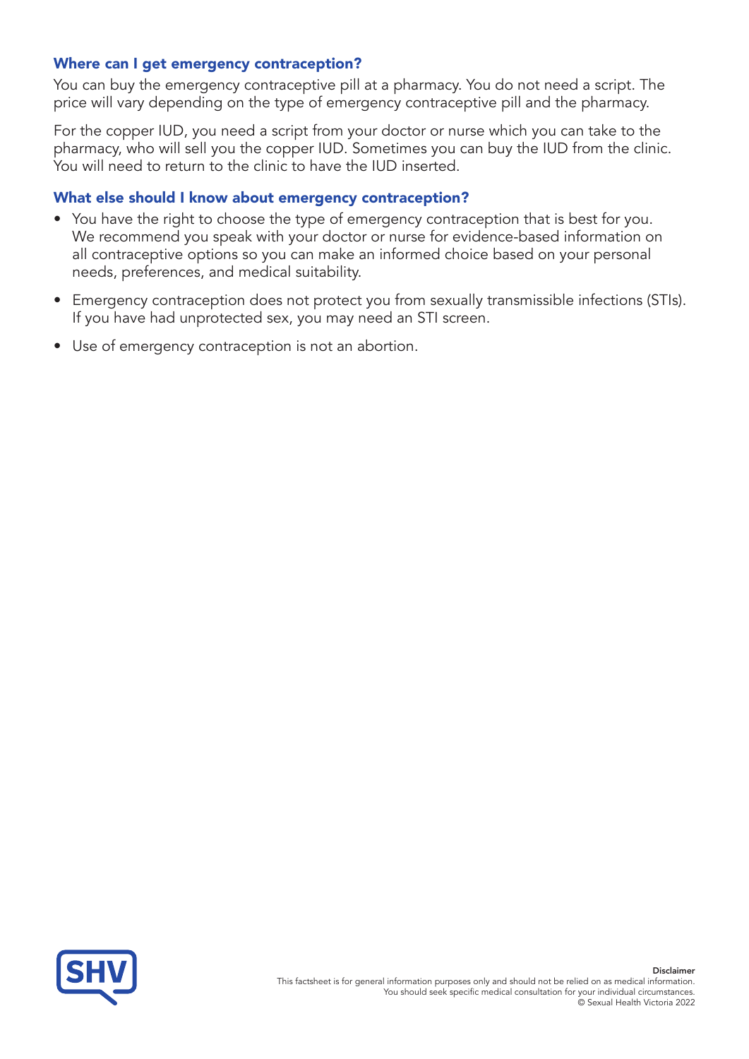## Where can I get emergency contraception?

You can buy the emergency contraceptive pill at a pharmacy. You do not need a script. The price will vary depending on the type of emergency contraceptive pill and the pharmacy.

For the copper IUD, you need a script from your doctor or nurse which you can take to the pharmacy, who will sell you the copper IUD. Sometimes you can buy the IUD from the clinic. You will need to return to the clinic to have the IUD inserted.

## What else should I know about emergency contraception?

- You have the right to choose the type of emergency contraception that is best for you. We recommend you speak with your doctor or nurse for evidence-based information on all contraceptive options so you can make an informed choice based on your personal needs, preferences, and medical suitability.
- Emergency contraception does not protect you from sexually transmissible infections (STIs). If you have had unprotected sex, you may need an STI screen.
- Use of emergency contraception is not an abortion.

SHV

**Disclaimer**
This factsheet is for general information purposes only and should not be relied on as medical information.
You should seek specific medical consultation for your individual circumstances.
© Sexual Health Victoria 2022